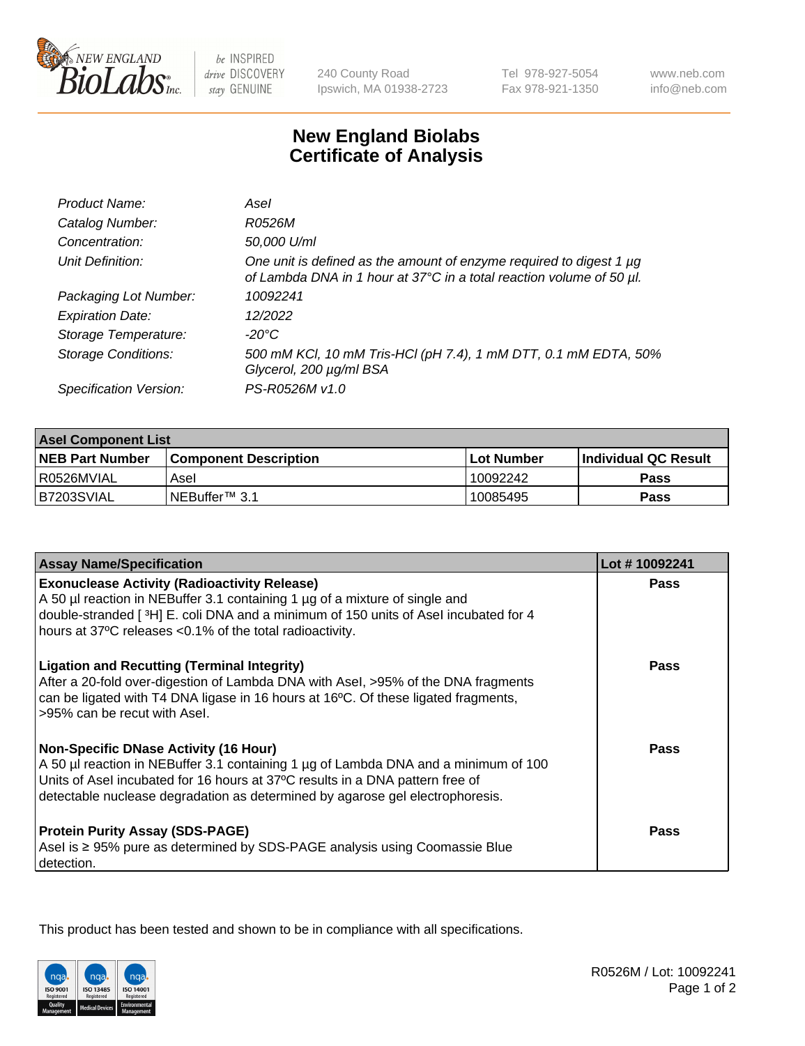New England BioLabs Inc. — be INSPIRED drive DISCOVERY stay GENUINE

240 County Road
Ipswich, MA 01938-2723

Tel 978-927-5054
Fax 978-921-1350

www.neb.com
info@neb.com

# New England Biolabs Certificate of Analysis

| | |
|---|---|
| *Product Name:* | *AseI* |
| *Catalog Number:* | *R0526M* |
| *Concentration:* | *50,000 U/ml* |
| *Unit Definition:* | *One unit is defined as the amount of enzyme required to digest 1 µg of Lambda DNA in 1 hour at 37°C in a total reaction volume of 50 µl.* |
| *Packaging Lot Number:* | *10092241* |
| *Expiration Date:* | *12/2022* |
| *Storage Temperature:* | *-20°C* |
| *Storage Conditions:* | *500 mM KCl, 10 mM Tris-HCl (pH 7.4), 1 mM DTT, 0.1 mM EDTA, 50% Glycerol, 200 µg/ml BSA* |
| *Specification Version:* | *PS-R0526M v1.0* |

| **AseI Component List** | | | |
|---|---|---|---|
| **NEB Part Number** | **Component Description** | **Lot Number** | **Individual QC Result** |
| R0526MVIAL | AseI | 10092242 | **Pass** |
| B7203SVIAL | NEBuffer™ 3.1 | 10085495 | **Pass** |

| **Assay Name/Specification** | **Lot # 10092241** |
|---|---|
| **Exonuclease Activity (Radioactivity Release)**<br>A 50 µl reaction in NEBuffer 3.1 containing 1 µg of a mixture of single and double-stranded [ $^3$H] E. coli DNA and a minimum of 150 units of AseI incubated for 4 hours at 37ºC releases <0.1% of the total radioactivity. | **Pass** |
| **Ligation and Recutting (Terminal Integrity)**<br>After a 20-fold over-digestion of Lambda DNA with AseI, >95% of the DNA fragments can be ligated with T4 DNA ligase in 16 hours at 16ºC. Of these ligated fragments, >95% can be recut with AseI. | **Pass** |
| **Non-Specific DNase Activity (16 Hour)**<br>A 50 µl reaction in NEBuffer 3.1 containing 1 µg of Lambda DNA and a minimum of 100 Units of AseI incubated for 16 hours at 37ºC results in a DNA pattern free of detectable nuclease degradation as determined by agarose gel electrophoresis. | **Pass** |
| **Protein Purity Assay (SDS-PAGE)**<br>AseI is ≥ 95% pure as determined by SDS-PAGE analysis using Coomassie Blue detection. | **Pass** |

This product has been tested and shown to be in compliance with all specifications.

R0526M / Lot: 10092241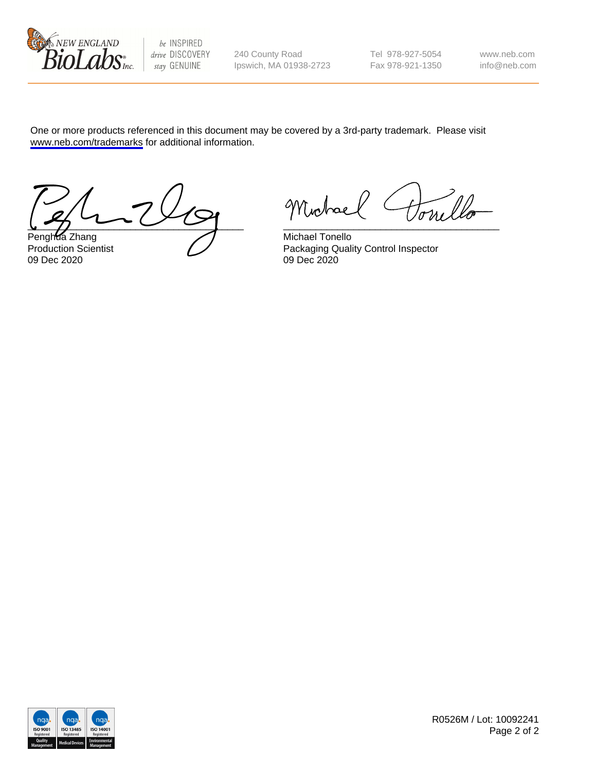One or more products referenced in this document may be covered by a 3rd-party trademark. Please visit www.neb.com/trademarks for additional information.

Penghua Zhang
Production Scientist
09 Dec 2020

Michael Tonello
Packaging Quality Control Inspector
09 Dec 2020

R0526M / Lot: 10092241